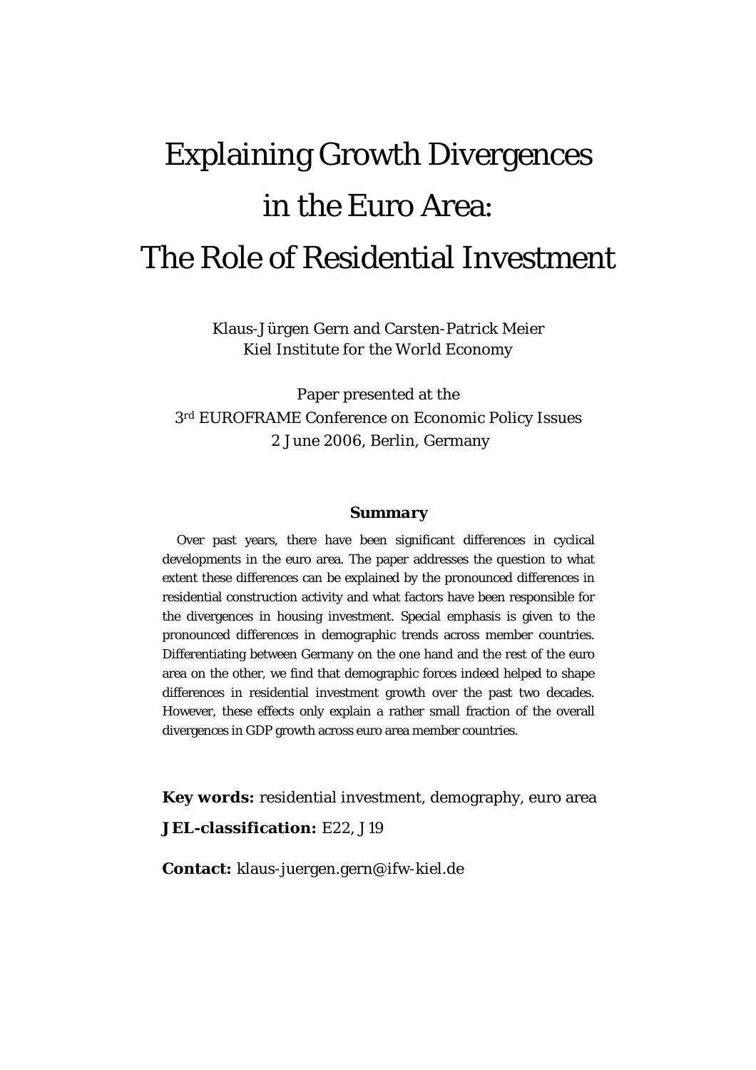# Explaining Growth Divergences in the Euro Area: The Role of Residential Investment

Klaus-Jürgen Gern and Carsten-Patrick Meier
Kiel Institute for the World Economy

Paper presented at the
3rd EUROFRAME Conference on Economic Policy Issues
2 June 2006, Berlin, Germany

### *Summary*

Over past years, there have been significant differences in cyclical developments in the euro area. The paper addresses the question to what extent these differences can be explained by the pronounced differences in residential construction activity and what factors have been responsible for the divergences in housing investment. Special emphasis is given to the pronounced differences in demographic trends across member countries. Differentiating between Germany on the one hand and the rest of the euro area on the other, we find that demographic forces indeed helped to shape differences in residential investment growth over the past two decades. However, these effects only explain a rather small fraction of the overall divergences in GDP growth across euro area member countries.

**Key words:** residential investment, demography, euro area

**JEL-classification:** E22, J19

**Contact:** klaus-juergen.gern@ifw-kiel.de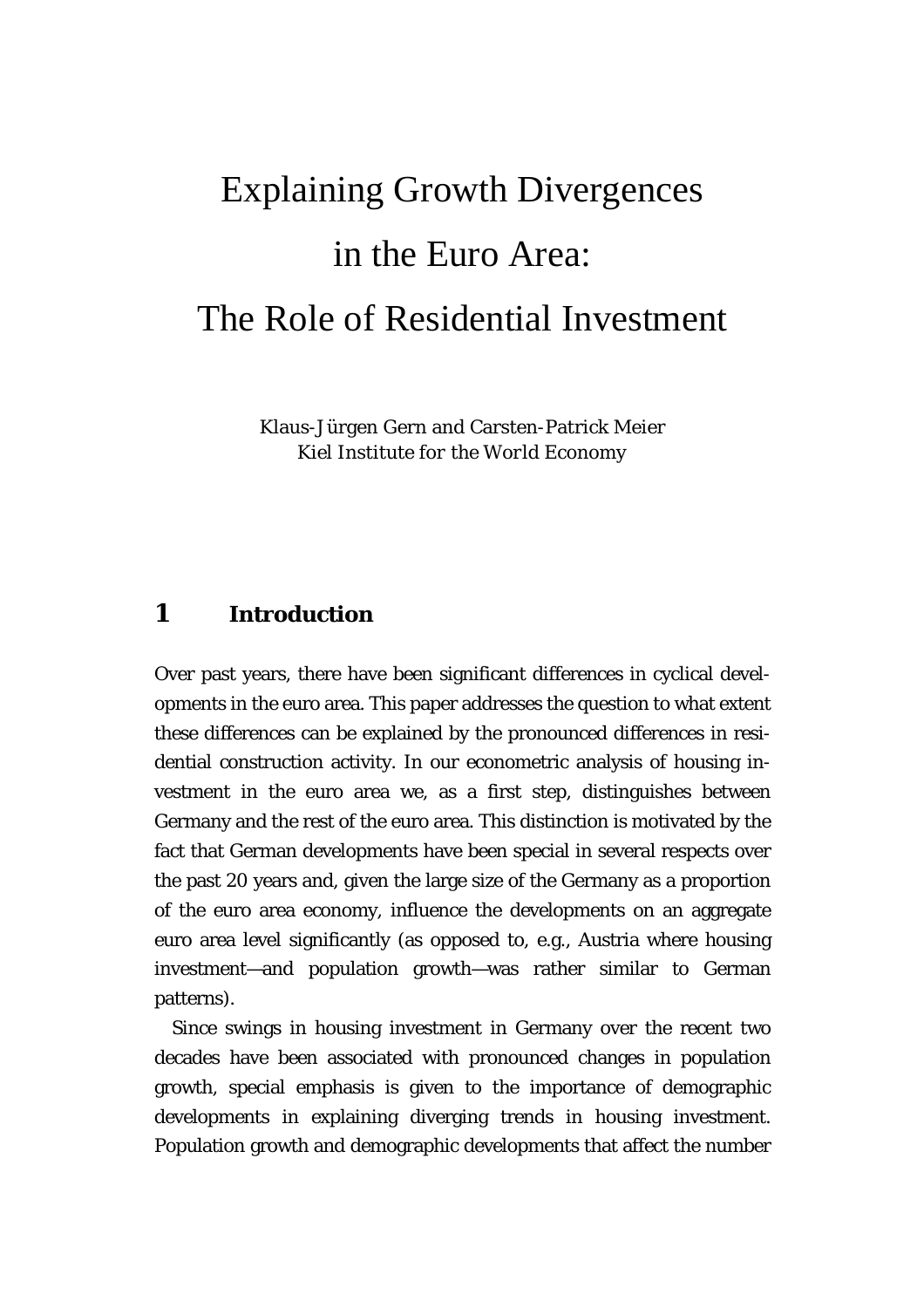# Explaining Growth Divergences in the Euro Area: The Role of Residential Investment

Klaus-Jürgen Gern and Carsten-Patrick Meier
Kiel Institute for the World Economy

## 1 Introduction

Over past years, there have been significant differences in cyclical developments in the euro area. This paper addresses the question to what extent these differences can be explained by the pronounced differences in residential construction activity. In our econometric analysis of housing investment in the euro area we, as a first step, distinguishes between Germany and the rest of the euro area. This distinction is motivated by the fact that German developments have been special in several respects over the past 20 years and, given the large size of the Germany as a proportion of the euro area economy, influence the developments on an aggregate euro area level significantly (as opposed to, e.g., Austria where housing investment—and population growth—was rather similar to German patterns).

Since swings in housing investment in Germany over the recent two decades have been associated with pronounced changes in population growth, special emphasis is given to the importance of demographic developments in explaining diverging trends in housing investment. Population growth and demographic developments that affect the number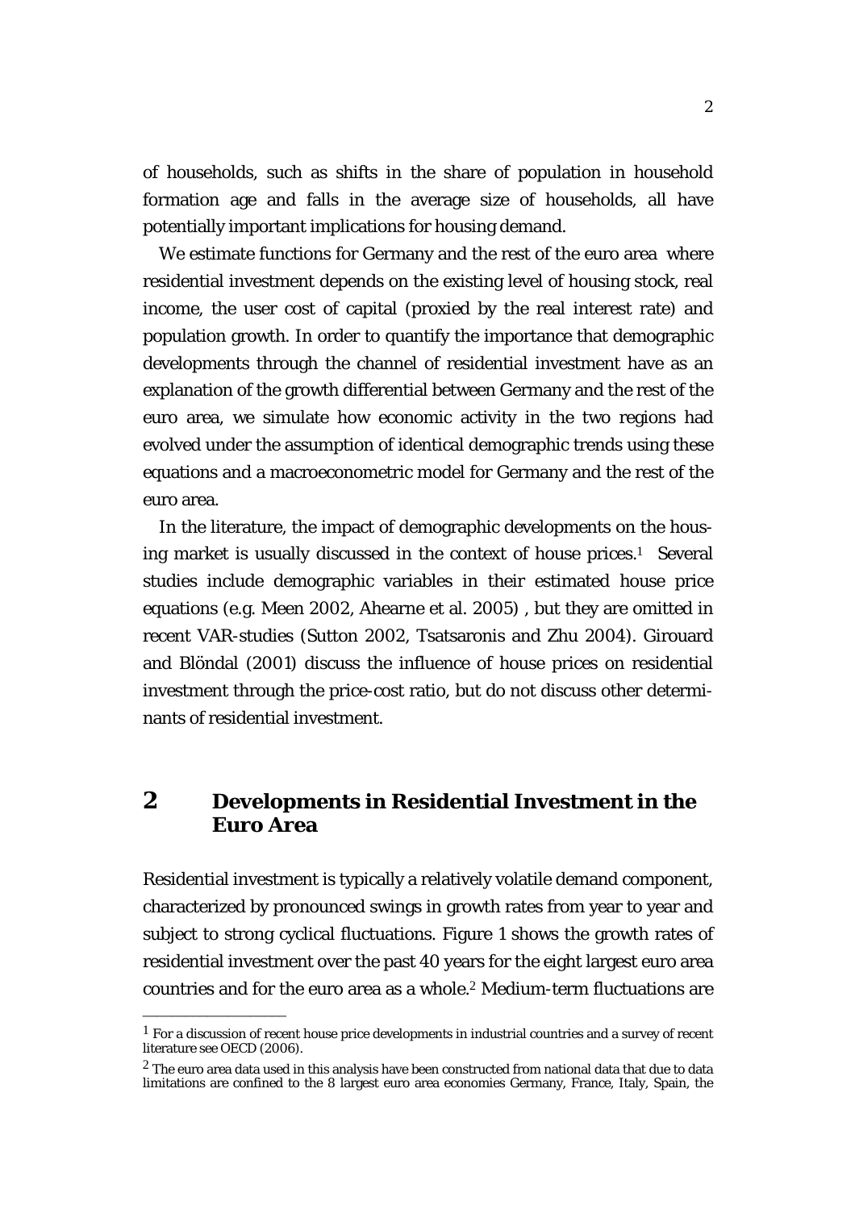of households, such as shifts in the share of population in household formation age and falls in the average size of households, all have potentially important implications for housing demand.

We estimate functions for Germany and the rest of the euro area where residential investment depends on the existing level of housing stock, real income, the user cost of capital (proxied by the real interest rate) and population growth. In order to quantify the importance that demographic developments through the channel of residential investment have as an explanation of the growth differential between Germany and the rest of the euro area, we simulate how economic activity in the two regions had evolved under the assumption of identical demographic trends using these equations and a macroeconometric model for Germany and the rest of the euro area.

In the literature, the impact of demographic developments on the housing market is usually discussed in the context of house prices.[1] Several studies include demographic variables in their estimated house price equations (e.g. Meen 2002, Ahearne et al. 2005) , but they are omitted in recent VAR-studies (Sutton 2002, Tsatsaronis and Zhu 2004). Girouard and Blöndal (2001) discuss the influence of house prices on residential investment through the price-cost ratio, but do not discuss other determinants of residential investment.

## 2 Developments in Residential Investment in the Euro Area

Residential investment is typically a relatively volatile demand component, characterized by pronounced swings in growth rates from year to year and subject to strong cyclical fluctuations. Figure 1 shows the growth rates of residential investment over the past 40 years for the eight largest euro area countries and for the euro area as a whole.[2] Medium-term fluctuations are

---

[1] For a discussion of recent house price developments in industrial countries and a survey of recent literature see OECD (2006).

[2] The euro area data used in this analysis have been constructed from national data that due to data limitations are confined to the 8 largest euro area economies Germany, France, Italy, Spain, the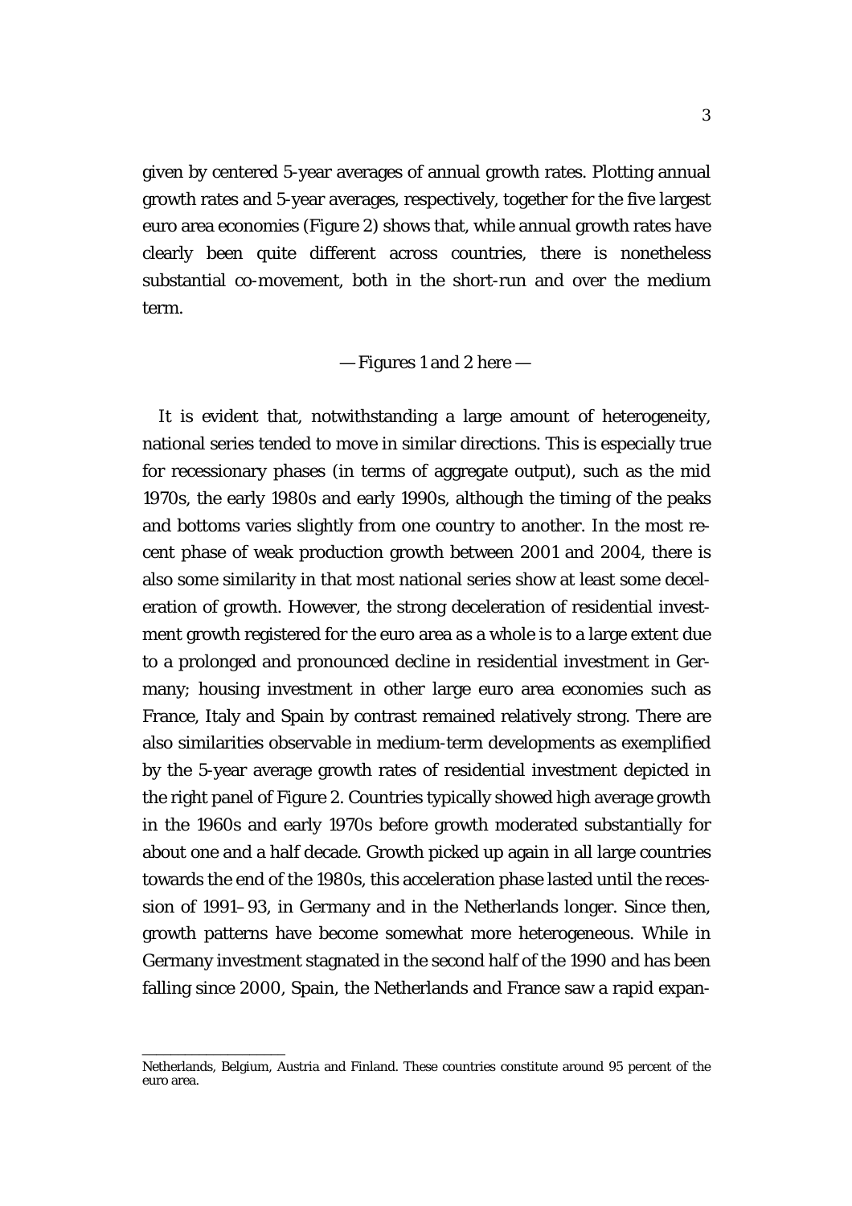given by centered 5-year averages of annual growth rates. Plotting annual growth rates and 5-year averages, respectively, together for the five largest euro area economies (Figure 2) shows that, while annual growth rates have clearly been quite different across countries, there is nonetheless substantial co-movement, both in the short-run and over the medium term.

— Figures 1 and 2 here —

It is evident that, notwithstanding a large amount of heterogeneity, national series tended to move in similar directions. This is especially true for recessionary phases (in terms of aggregate output), such as the mid 1970s, the early 1980s and early 1990s, although the timing of the peaks and bottoms varies slightly from one country to another. In the most recent phase of weak production growth between 2001 and 2004, there is also some similarity in that most national series show at least some deceleration of growth. However, the strong deceleration of residential investment growth registered for the euro area as a whole is to a large extent due to a prolonged and pronounced decline in residential investment in Germany; housing investment in other large euro area economies such as France, Italy and Spain by contrast remained relatively strong. There are also similarities observable in medium-term developments as exemplified by the 5-year average growth rates of residential investment depicted in the right panel of Figure 2. Countries typically showed high average growth in the 1960s and early 1970s before growth moderated substantially for about one and a half decade. Growth picked up again in all large countries towards the end of the 1980s, this acceleration phase lasted until the recession of 1991–93, in Germany and in the Netherlands longer. Since then, growth patterns have become somewhat more heterogeneous. While in Germany investment stagnated in the second half of the 1990 and has been falling since 2000, Spain, the Netherlands and France saw a rapid expan-

Netherlands, Belgium, Austria and Finland. These countries constitute around 95 percent of the euro area.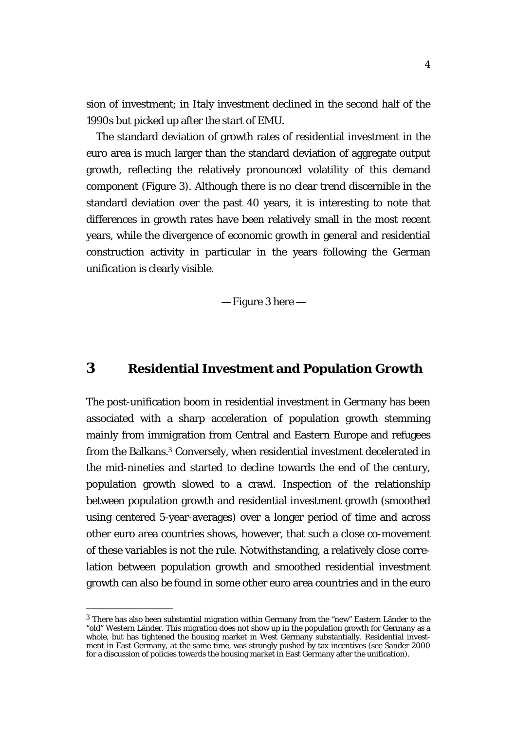sion of investment; in Italy investment declined in the second half of the 1990s but picked up after the start of EMU.

The standard deviation of growth rates of residential investment in the euro area is much larger than the standard deviation of aggregate output growth, reflecting the relatively pronounced volatility of this demand component (Figure 3). Although there is no clear trend discernible in the standard deviation over the past 40 years, it is interesting to note that differences in growth rates have been relatively small in the most recent years, while the divergence of economic growth in general and residential construction activity in particular in the years following the German unification is clearly visible.

— Figure 3 here —

## 3 Residential Investment and Population Growth

The post-unification boom in residential investment in Germany has been associated with a sharp acceleration of population growth stemming mainly from immigration from Central and Eastern Europe and refugees from the Balkans.[3] Conversely, when residential investment decelerated in the mid-nineties and started to decline towards the end of the century, population growth slowed to a crawl. Inspection of the relationship between population growth and residential investment growth (smoothed using centered 5-year-averages) over a longer period of time and across other euro area countries shows, however, that such a close co-movement of these variables is not the rule. Notwithstanding, a relatively close correlation between population growth and smoothed residential investment growth can also be found in some other euro area countries and in the euro

---

[3] There has also been substantial migration within Germany from the "new" Eastern Länder to the "old" Western Länder. This migration does not show up in the population growth for Germany as a whole, but has tightened the housing market in West Germany substantially. Residential investment in East Germany, at the same time, was strongly pushed by tax incentives (see Sander 2000 for a discussion of policies towards the housing market in East Germany after the unification).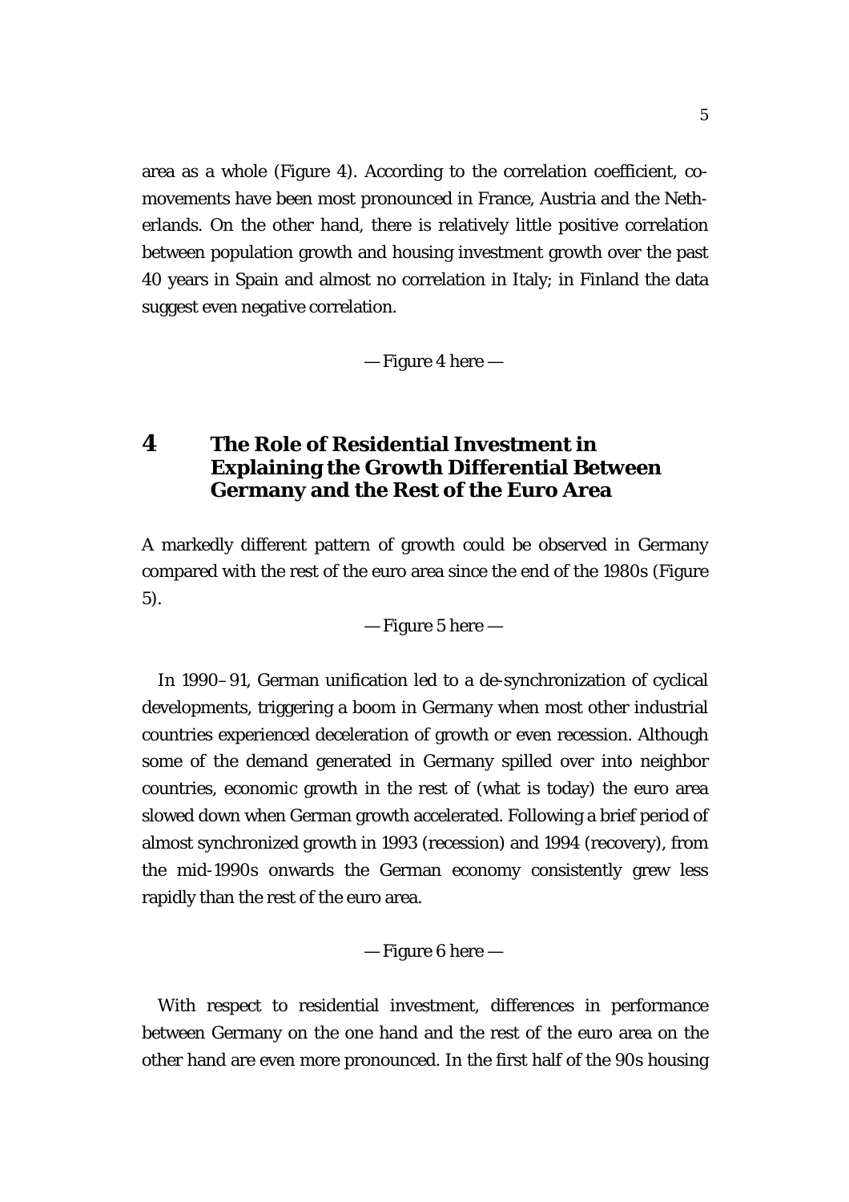area as a whole (Figure 4). According to the correlation coefficient, co-movements have been most pronounced in France, Austria and the Netherlands. On the other hand, there is relatively little positive correlation between population growth and housing investment growth over the past 40 years in Spain and almost no correlation in Italy; in Finland the data suggest even negative correlation.

— Figure 4 here —

## 4 The Role of Residential Investment in Explaining the Growth Differential Between Germany and the Rest of the Euro Area

A markedly different pattern of growth could be observed in Germany compared with the rest of the euro area since the end of the 1980s (Figure 5).

— Figure 5 here —

In 1990–91, German unification led to a de-synchronization of cyclical developments, triggering a boom in Germany when most other industrial countries experienced deceleration of growth or even recession. Although some of the demand generated in Germany spilled over into neighbor countries, economic growth in the rest of (what is today) the euro area slowed down when German growth accelerated. Following a brief period of almost synchronized growth in 1993 (recession) and 1994 (recovery), from the mid-1990s onwards the German economy consistently grew less rapidly than the rest of the euro area.

— Figure 6 here —

With respect to residential investment, differences in performance between Germany on the one hand and the rest of the euro area on the other hand are even more pronounced. In the first half of the 90s housing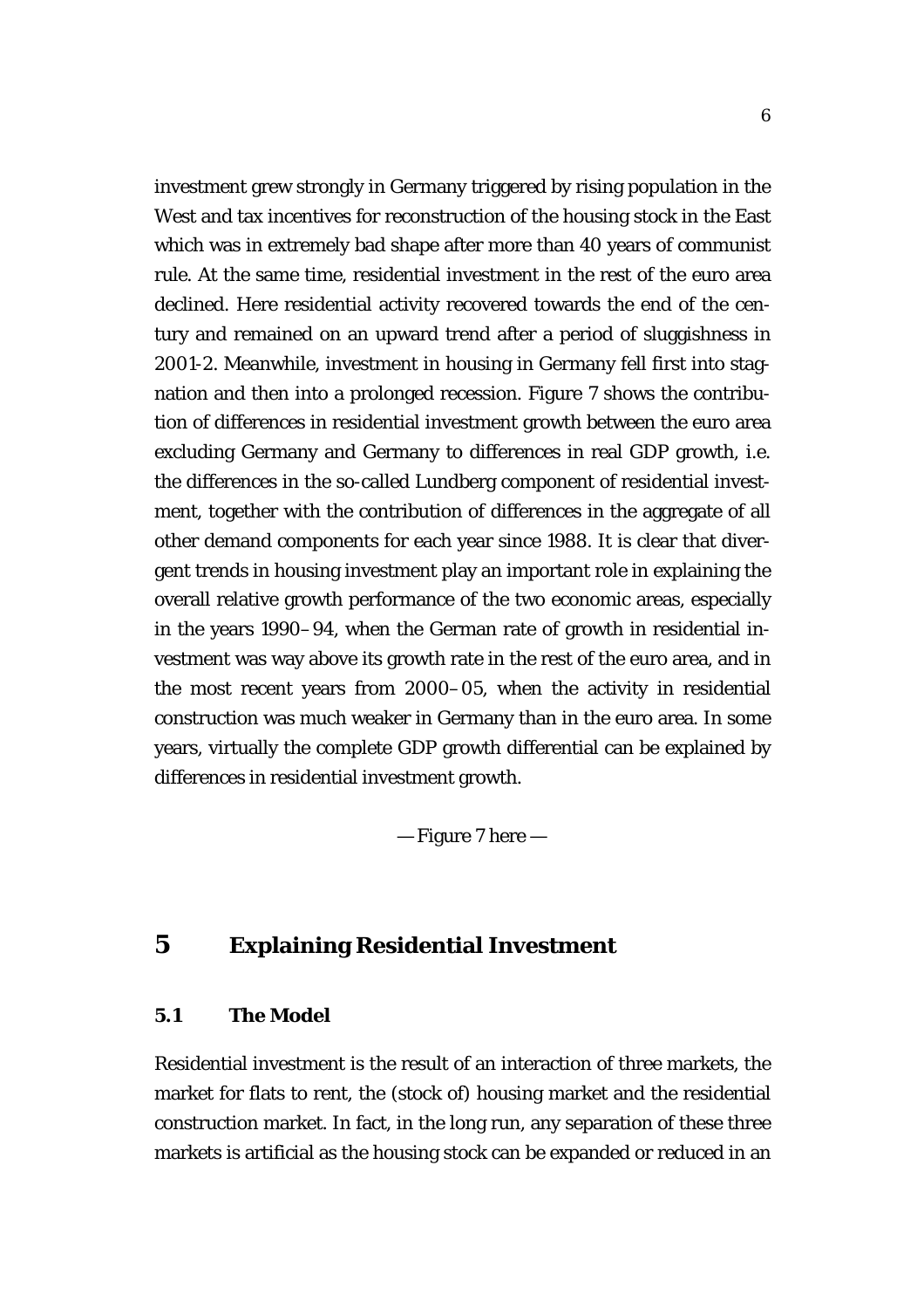investment grew strongly in Germany triggered by rising population in the West and tax incentives for reconstruction of the housing stock in the East which was in extremely bad shape after more than 40 years of communist rule. At the same time, residential investment in the rest of the euro area declined. Here residential activity recovered towards the end of the century and remained on an upward trend after a period of sluggishness in 2001-2. Meanwhile, investment in housing in Germany fell first into stagnation and then into a prolonged recession. Figure 7 shows the contribution of differences in residential investment growth between the euro area excluding Germany and Germany to differences in real GDP growth, i.e. the differences in the so-called Lundberg component of residential investment, together with the contribution of differences in the aggregate of all other demand components for each year since 1988. It is clear that divergent trends in housing investment play an important role in explaining the overall relative growth performance of the two economic areas, especially in the years 1990–94, when the German rate of growth in residential investment was way above its growth rate in the rest of the euro area, and in the most recent years from 2000–05, when the activity in residential construction was much weaker in Germany than in the euro area. In some years, virtually the complete GDP growth differential can be explained by differences in residential investment growth.

— Figure 7 here —

# 5 Explaining Residential Investment

## 5.1 The Model

Residential investment is the result of an interaction of three markets, the market for flats to rent, the (stock of) housing market and the residential construction market. In fact, in the long run, any separation of these three markets is artificial as the housing stock can be expanded or reduced in an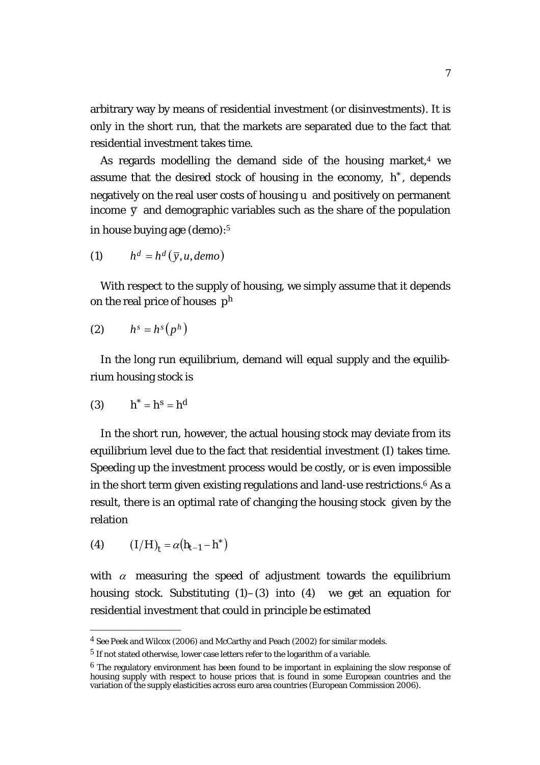arbitrary way by means of residential investment (or disinvestments). It is only in the short run, that the markets are separated due to the fact that residential investment takes time.

As regards modelling the demand side of the housing market,[4] we assume that the desired stock of housing in the economy, $h^*$, depends negatively on the real user costs of housing $u$ and positively on permanent income $\bar{y}$ and demographic variables such as the share of the population in house buying age (demo):[5]

$$(1) \qquad h^d = h^d(\bar{y}, u, demo)$$

With respect to the supply of housing, we simply assume that it depends on the real price of houses $p^h$

$$(2) \qquad h^s = h^s(p^h)$$

In the long run equilibrium, demand will equal supply and the equilibrium housing stock is

$$(3) \qquad h^* = h^s = h^d$$

In the short run, however, the actual housing stock may deviate from its equilibrium level due to the fact that residential investment (I) takes time. Speeding up the investment process would be costly, or is even impossible in the short term given existing regulations and land-use restrictions.[6] As a result, there is an optimal rate of changing the housing stock given by the relation

$$(4) \qquad (I/H)_t = \alpha(h_{t-1} - h^*)$$

with $\alpha$ measuring the speed of adjustment towards the equilibrium housing stock. Substituting (1)–(3) into (4) we get an equation for residential investment that could in principle be estimated

---

[4] See Peek and Wilcox (2006) and McCarthy and Peach (2002) for similar models.

[5] If not stated otherwise, lower case letters refer to the logarithm of a variable.

[6] The regulatory environment has been found to be important in explaining the slow response of housing supply with respect to house prices that is found in some European countries and the variation of the supply elasticities across euro area countries (European Commission 2006).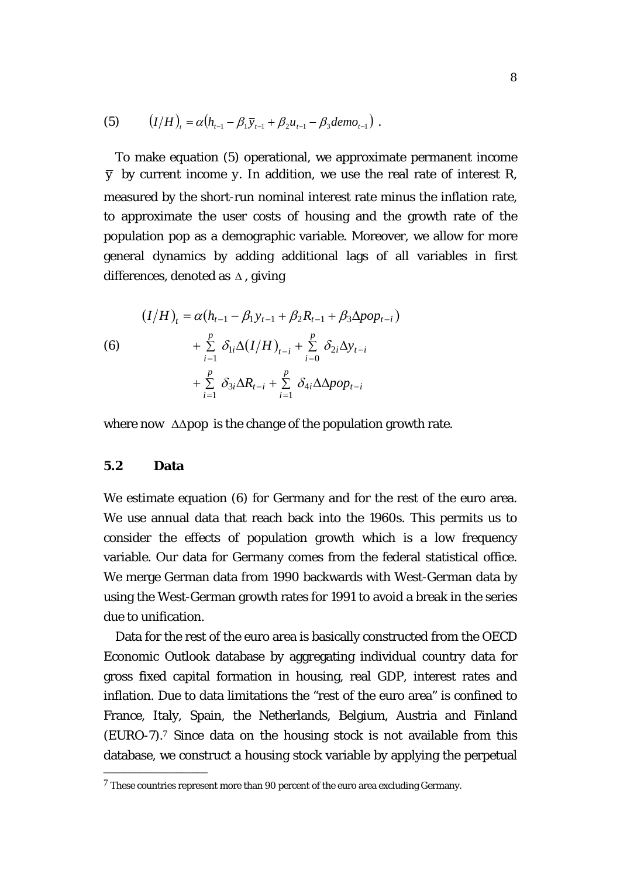$$(5) \qquad (I/H)_t = \alpha\left(h_{t-1} - \beta_1 \bar{y}_{t-1} + \beta_2 u_{t-1} - \beta_3 demo_{t-1}\right) \;.$$

To make equation (5) operational, we approximate permanent income $\bar{y}$ by current income y. In addition, we use the real rate of interest R, measured by the short-run nominal interest rate minus the inflation rate, to approximate the user costs of housing and the growth rate of the population pop as a demographic variable. Moreover, we allow for more general dynamics by adding additional lags of all variables in first differences, denoted as $\Delta$, giving

$$
\begin{aligned}
(I/H)_t &= \alpha(h_{t-1} - \beta_1 y_{t-1} + \beta_2 R_{t-1} + \beta_3 \Delta pop_{t-i}) \\
(6) \qquad &+ \sum_{i=1}^{p} \delta_{1i} \Delta (I/H)_{t-i} + \sum_{i=0}^{p} \delta_{2i} \Delta y_{t-i} \\
&+ \sum_{i=1}^{p} \delta_{3i} \Delta R_{t-i} + \sum_{i=1}^{p} \delta_{4i} \Delta\Delta pop_{t-i}
\end{aligned}
$$

where now $\Delta\Delta$pop is the change of the population growth rate.

### 5.2 Data

We estimate equation (6) for Germany and for the rest of the euro area. We use annual data that reach back into the 1960s. This permits us to consider the effects of population growth which is a low frequency variable. Our data for Germany comes from the federal statistical office. We merge German data from 1990 backwards with West-German data by using the West-German growth rates for 1991 to avoid a break in the series due to unification.

Data for the rest of the euro area is basically constructed from the OECD Economic Outlook database by aggregating individual country data for gross fixed capital formation in housing, real GDP, interest rates and inflation. Due to data limitations the "rest of the euro area" is confined to France, Italy, Spain, the Netherlands, Belgium, Austria and Finland (EURO-7).[7] Since data on the housing stock is not available from this database, we construct a housing stock variable by applying the perpetual

[7] These countries represent more than 90 percent of the euro area excluding Germany.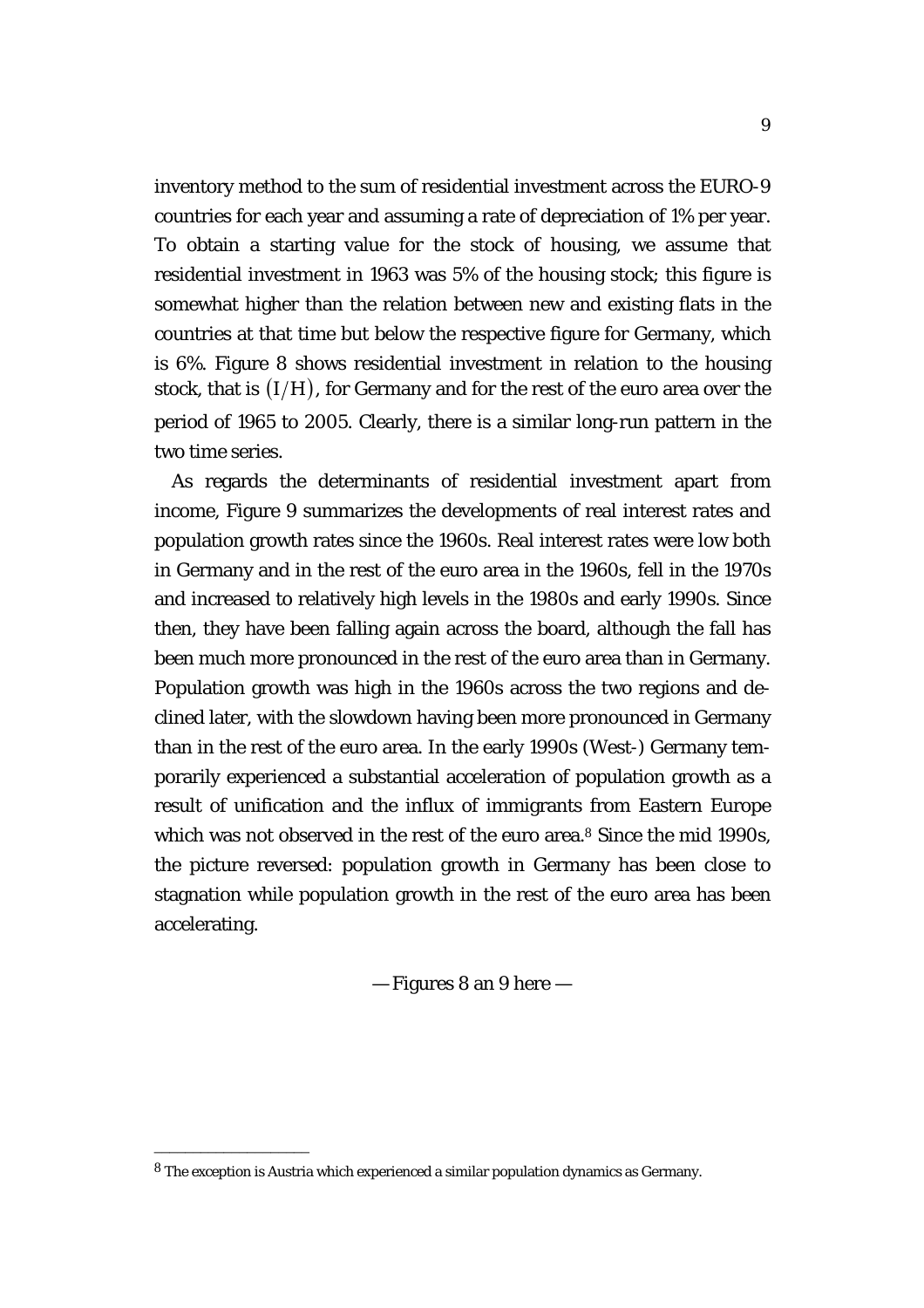inventory method to the sum of residential investment across the EURO-9 countries for each year and assuming a rate of depreciation of 1% per year. To obtain a starting value for the stock of housing, we assume that residential investment in 1963 was 5% of the housing stock; this figure is somewhat higher than the relation between new and existing flats in the countries at that time but below the respective figure for Germany, which is 6%. Figure 8 shows residential investment in relation to the housing stock, that is $(I/H)$, for Germany and for the rest of the euro area over the period of 1965 to 2005. Clearly, there is a similar long-run pattern in the two time series.

As regards the determinants of residential investment apart from income, Figure 9 summarizes the developments of real interest rates and population growth rates since the 1960s. Real interest rates were low both in Germany and in the rest of the euro area in the 1960s, fell in the 1970s and increased to relatively high levels in the 1980s and early 1990s. Since then, they have been falling again across the board, although the fall has been much more pronounced in the rest of the euro area than in Germany. Population growth was high in the 1960s across the two regions and declined later, with the slowdown having been more pronounced in Germany than in the rest of the euro area. In the early 1990s (West-) Germany temporarily experienced a substantial acceleration of population growth as a result of unification and the influx of immigrants from Eastern Europe which was not observed in the rest of the euro area.[8] Since the mid 1990s, the picture reversed: population growth in Germany has been close to stagnation while population growth in the rest of the euro area has been accelerating.

— Figures 8 an 9 here —

[8] The exception is Austria which experienced a similar population dynamics as Germany.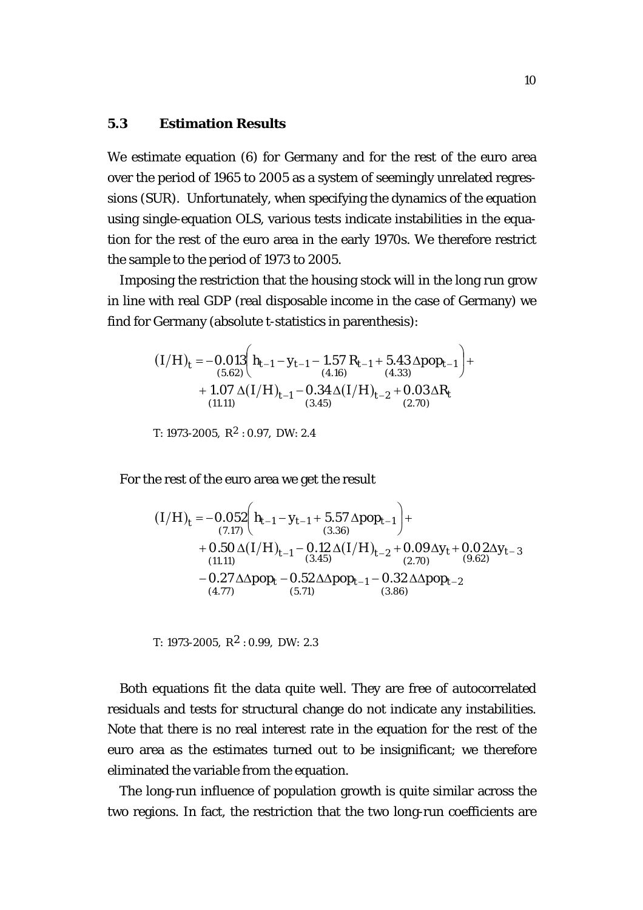### 5.3 Estimation Results

We estimate equation (6) for Germany and for the rest of the euro area over the period of 1965 to 2005 as a system of seemingly unrelated regressions (SUR). Unfortunately, when specifying the dynamics of the equation using single-equation OLS, various tests indicate instabilities in the equation for the rest of the euro area in the early 1970s. We therefore restrict the sample to the period of 1973 to 2005.

Imposing the restriction that the housing stock will in the long run grow in line with real GDP (real disposable income in the case of Germany) we find for Germany (absolute t-statistics in parenthesis):

$$
\begin{aligned}
(I/H)_t = & \underset{(5.62)}{-0.013}\left(h_{t-1} - y_{t-1} - \underset{(4.16)}{1.57}\,R_{t-1} + \underset{(4.33)}{5.43}\,\Delta pop_{t-1}\right) + \\
& + \underset{(11.11)}{1.07}\,\Delta(I/H)_{t-1} - \underset{(3.45)}{0.34}\,\Delta(I/H)_{t-2} + \underset{(2.70)}{0.03}\,\Delta R_t
\end{aligned}
$$

T: 1973-2005, $R^2$: 0.97, DW: 2.4

For the rest of the euro area we get the result

$$
\begin{aligned}
(I/H)_t = & \underset{(7.17)}{-0.052}\left(h_{t-1} - y_{t-1} + \underset{(3.36)}{5.57}\,\Delta pop_{t-1}\right) + \\
& + \underset{(11.11)}{0.50}\,\Delta(I/H)_{t-1} - \underset{(3.45)}{0.12}\,\Delta(I/H)_{t-2} + \underset{(2.70)}{0.09}\,\Delta y_t + \underset{(9.62)}{0.02}\,\Delta y_{t-3} \\
& - \underset{(4.77)}{0.27}\,\Delta\Delta pop_t - \underset{(5.71)}{0.52}\,\Delta\Delta pop_{t-1} - \underset{(3.86)}{0.32}\,\Delta\Delta pop_{t-2}
\end{aligned}
$$

T: 1973-2005, $R^2$: 0.99, DW: 2.3

Both equations fit the data quite well. They are free of autocorrelated residuals and tests for structural change do not indicate any instabilities. Note that there is no real interest rate in the equation for the rest of the euro area as the estimates turned out to be insignificant; we therefore eliminated the variable from the equation.

The long-run influence of population growth is quite similar across the two regions. In fact, the restriction that the two long-run coefficients are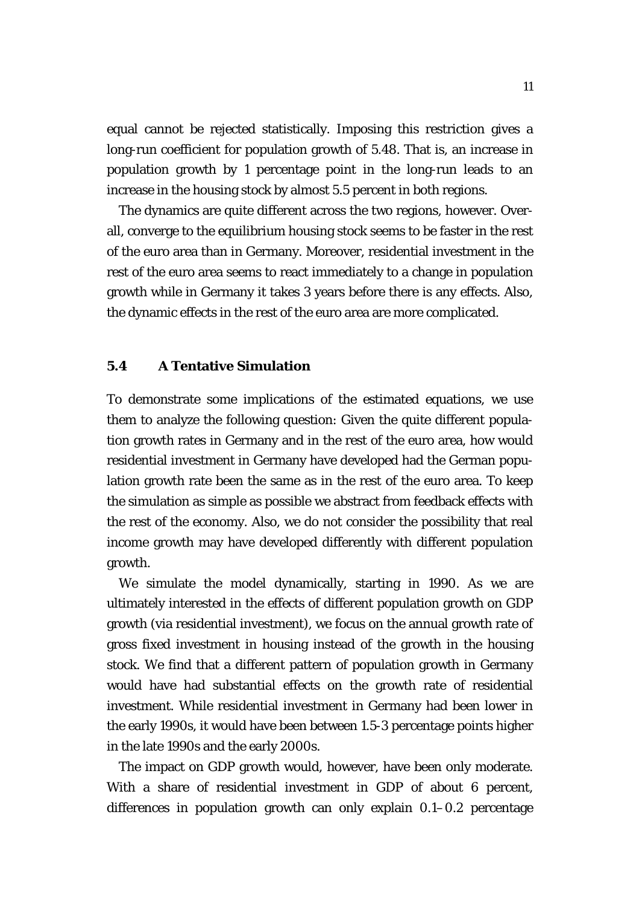equal cannot be rejected statistically. Imposing this restriction gives a long-run coefficient for population growth of 5.48. That is, an increase in population growth by 1 percentage point in the long-run leads to an increase in the housing stock by almost 5.5 percent in both regions.

The dynamics are quite different across the two regions, however. Overall, converge to the equilibrium housing stock seems to be faster in the rest of the euro area than in Germany. Moreover, residential investment in the rest of the euro area seems to react immediately to a change in population growth while in Germany it takes 3 years before there is any effects. Also, the dynamic effects in the rest of the euro area are more complicated.

### 5.4 A Tentative Simulation

To demonstrate some implications of the estimated equations, we use them to analyze the following question: Given the quite different population growth rates in Germany and in the rest of the euro area, how would residential investment in Germany have developed had the German population growth rate been the same as in the rest of the euro area. To keep the simulation as simple as possible we abstract from feedback effects with the rest of the economy. Also, we do not consider the possibility that real income growth may have developed differently with different population growth.

We simulate the model dynamically, starting in 1990. As we are ultimately interested in the effects of different population growth on GDP growth (via residential investment), we focus on the annual growth rate of gross fixed investment in housing instead of the growth in the housing stock. We find that a different pattern of population growth in Germany would have had substantial effects on the growth rate of residential investment. While residential investment in Germany had been lower in the early 1990s, it would have been between 1.5-3 percentage points higher in the late 1990s and the early 2000s.

The impact on GDP growth would, however, have been only moderate. With a share of residential investment in GDP of about 6 percent, differences in population growth can only explain 0.1–0.2 percentage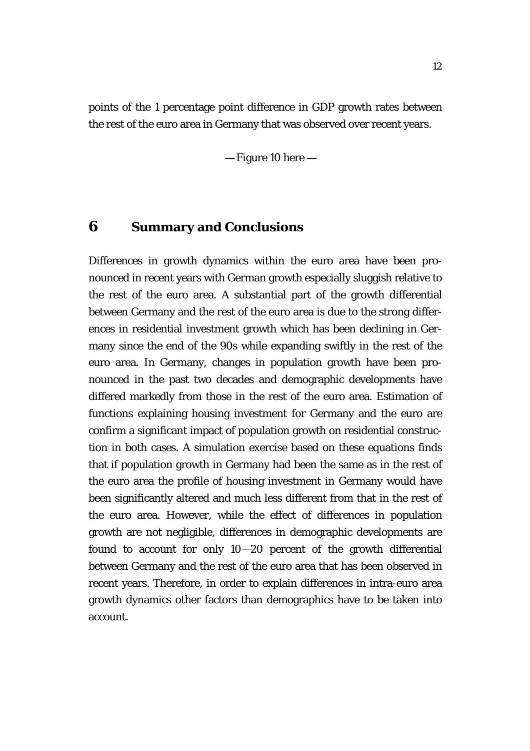points of the 1 percentage point difference in GDP growth rates between the rest of the euro area in Germany that was observed over recent years.

— Figure 10 here —

# 6 Summary and Conclusions

Differences in growth dynamics within the euro area have been pronounced in recent years with German growth especially sluggish relative to the rest of the euro area. A substantial part of the growth differential between Germany and the rest of the euro area is due to the strong differences in residential investment growth which has been declining in Germany since the end of the 90s while expanding swiftly in the rest of the euro area. In Germany, changes in population growth have been pronounced in the past two decades and demographic developments have differed markedly from those in the rest of the euro area. Estimation of functions explaining housing investment for Germany and the euro are confirm a significant impact of population growth on residential construction in both cases. A simulation exercise based on these equations finds that if population growth in Germany had been the same as in the rest of the euro area the profile of housing investment in Germany would have been significantly altered and much less different from that in the rest of the euro area. However, while the effect of differences in population growth are not negligible, differences in demographic developments are found to account for only 10—20 percent of the growth differential between Germany and the rest of the euro area that has been observed in recent years. Therefore, in order to explain differences in intra-euro area growth dynamics other factors than demographics have to be taken into account.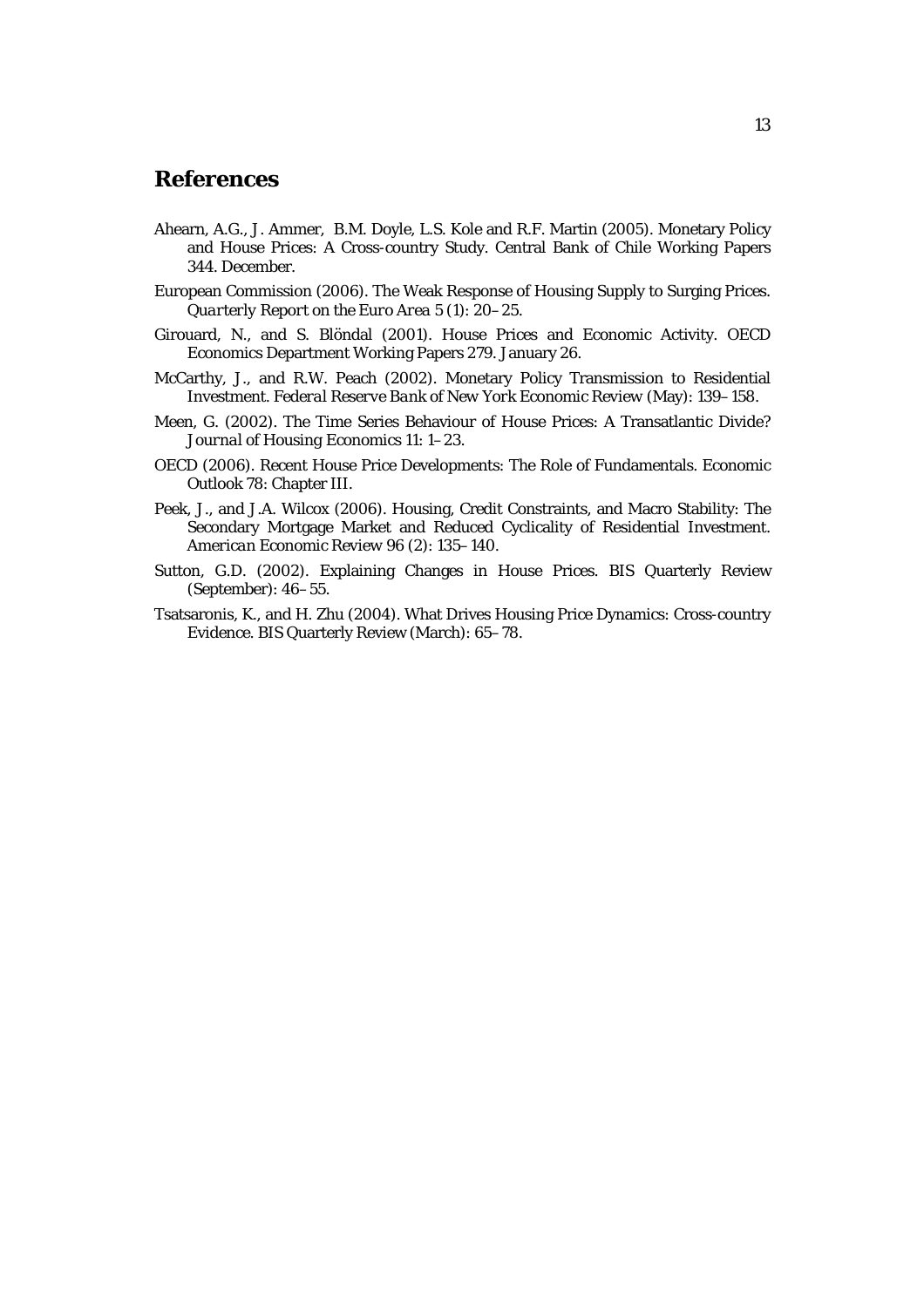## References

Ahearn, A.G., J. Ammer, B.M. Doyle, L.S. Kole and R.F. Martin (2005). Monetary Policy and House Prices: A Cross-country Study. Central Bank of Chile Working Papers 344. December.

European Commission (2006). The Weak Response of Housing Supply to Surging Prices. *Quarterly Report on the Euro Area* 5 (1): 20–25.

Girouard, N., and S. Blöndal (2001). House Prices and Economic Activity. OECD Economics Department Working Papers 279. January 26.

McCarthy, J., and R.W. Peach (2002). Monetary Policy Transmission to Residential Investment. *Federal Reserve Bank of New York Economic Review* (May): 139–158.

Meen, G. (2002). The Time Series Behaviour of House Prices: A Transatlantic Divide? *Journal of Housing Economics* 11: 1–23.

OECD (2006). Recent House Price Developments: The Role of Fundamentals. Economic Outlook 78: Chapter III.

Peek, J., and J.A. Wilcox (2006). Housing, Credit Constraints, and Macro Stability: The Secondary Mortgage Market and Reduced Cyclicality of Residential Investment. *American Economic Review* 96 (2): 135–140.

Sutton, G.D. (2002). Explaining Changes in House Prices. BIS Quarterly Review (September): 46–55.

Tsatsaronis, K., and H. Zhu (2004). What Drives Housing Price Dynamics: Cross-country Evidence. BIS Quarterly Review (March): 65–78.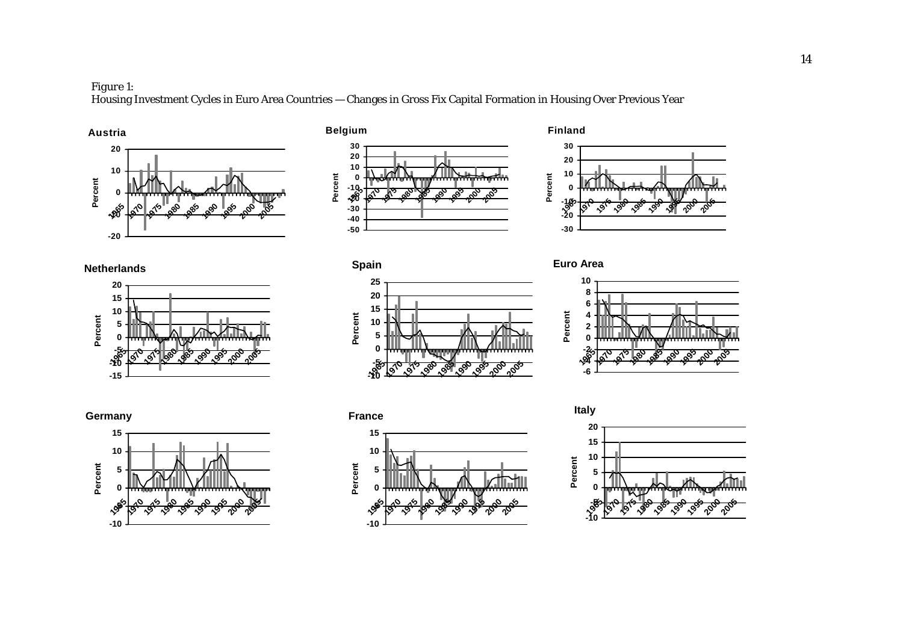*Figure 1:*
*Housing Investment Cycles in Euro Area Countries — Changes in Gross Fix Capital Formation in Housing Over Previous Year*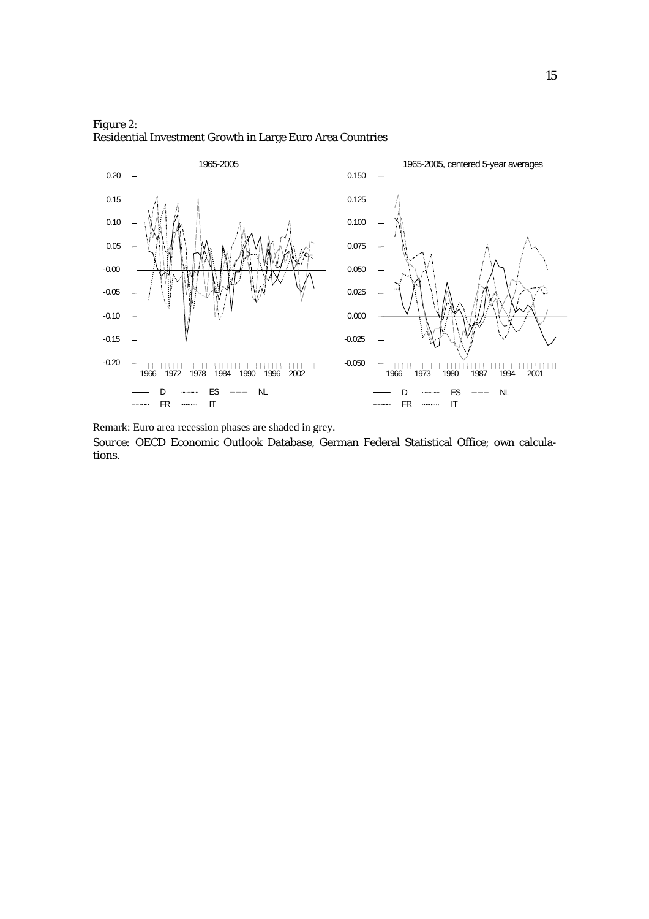Figure 2:
Residential Investment Growth in Large Euro Area Countries

Remark: Euro area recession phases are shaded in grey.

Source: OECD Economic Outlook Database, German Federal Statistical Office; own calculations.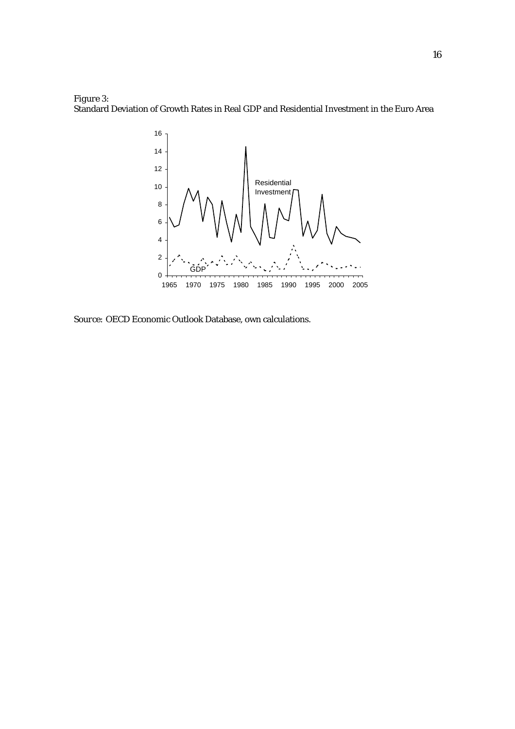Figure 3:
Standard Deviation of Growth Rates in Real GDP and Residential Investment in the Euro Area

Source: OECD Economic Outlook Database, own calculations.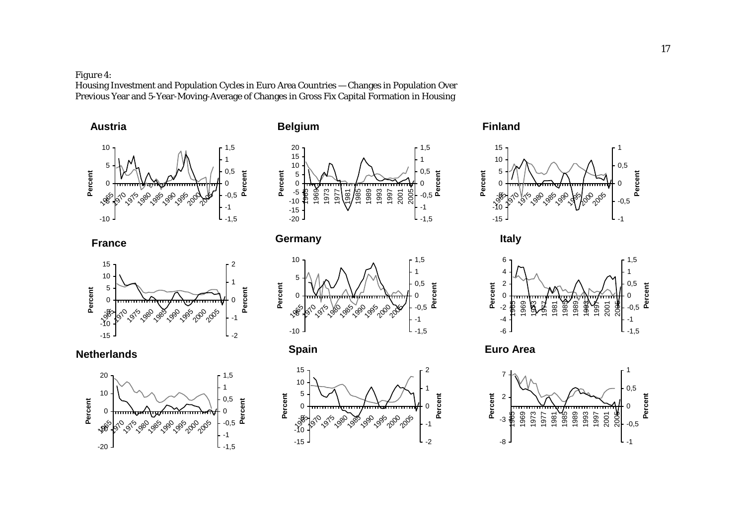*Figure 4:*
*Housing Investment and Population Cycles in Euro Area Countries — Changes in Population Over Previous Year and 5-Year-Moving-Average of Changes in Gross Fix Capital Formation in Housing*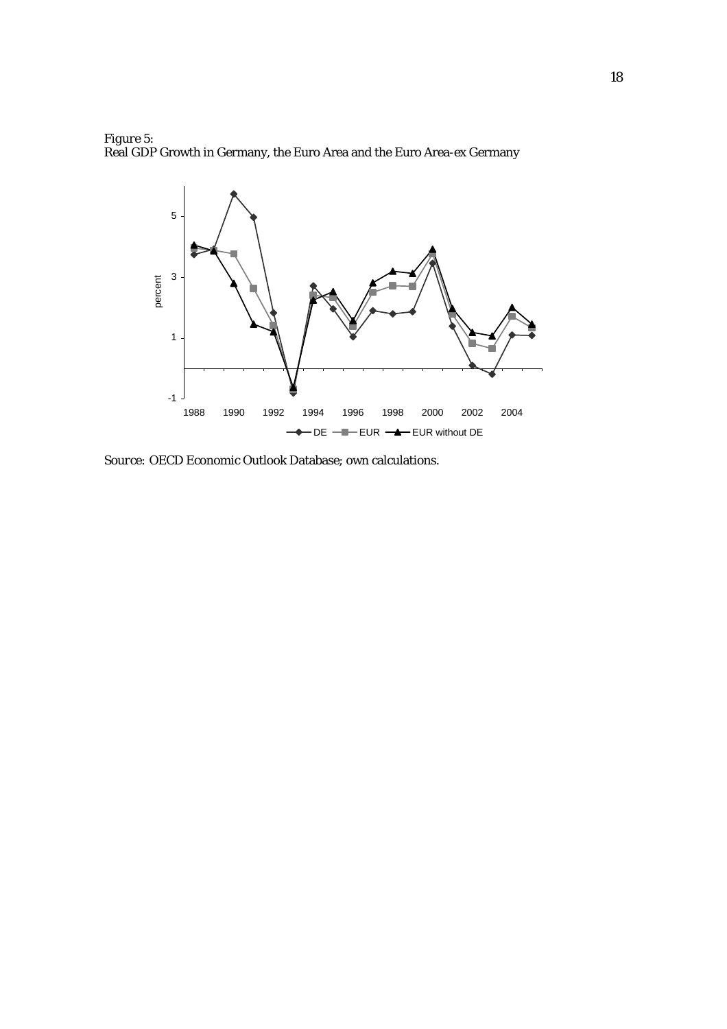Figure 5:
Real GDP Growth in Germany, the Euro Area and the Euro Area-ex Germany

Source: OECD Economic Outlook Database; own calculations.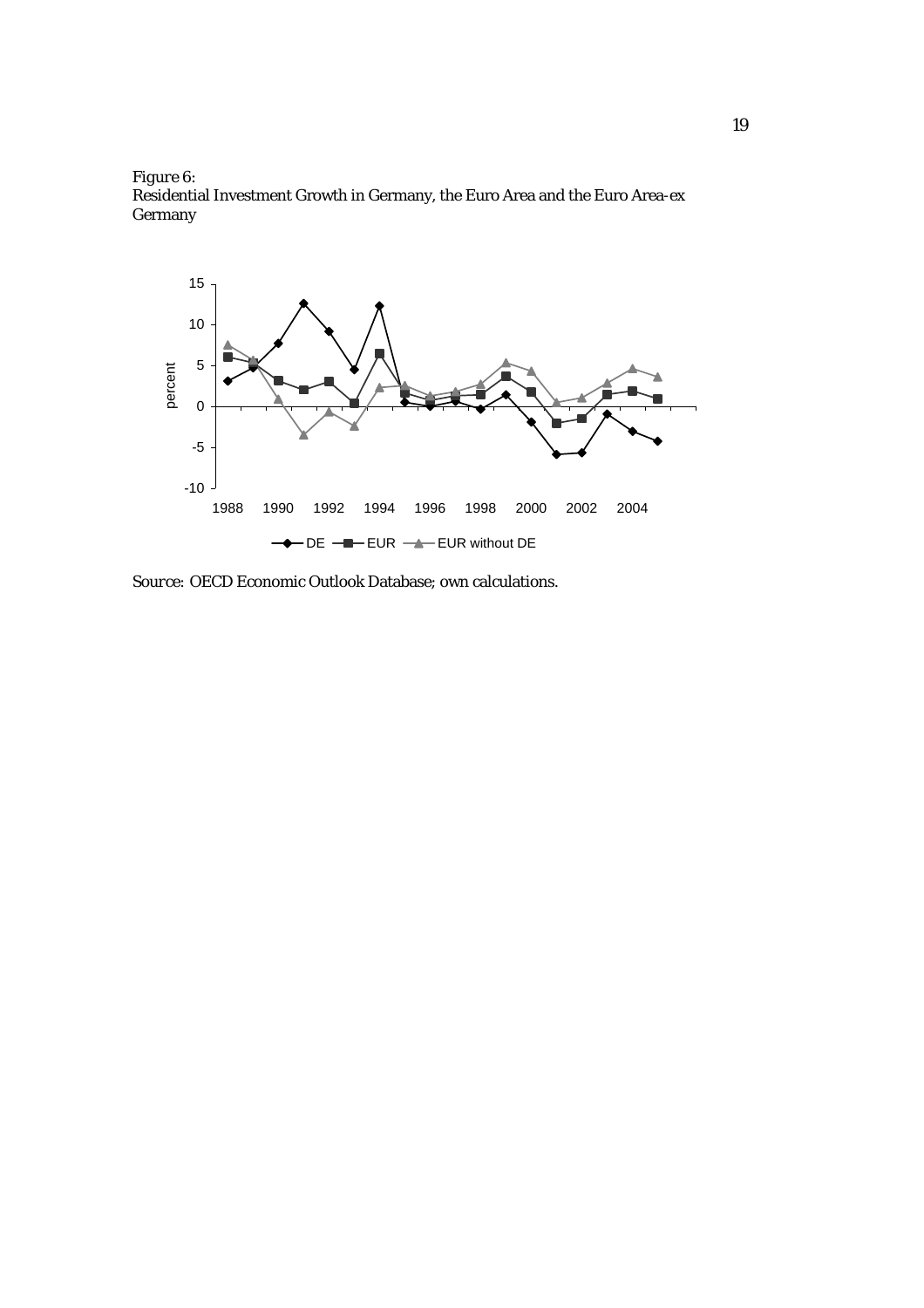*Figure 6:*
Residential Investment Growth in Germany, the Euro Area and the Euro Area-ex Germany

*Source:* OECD Economic Outlook Database; own calculations.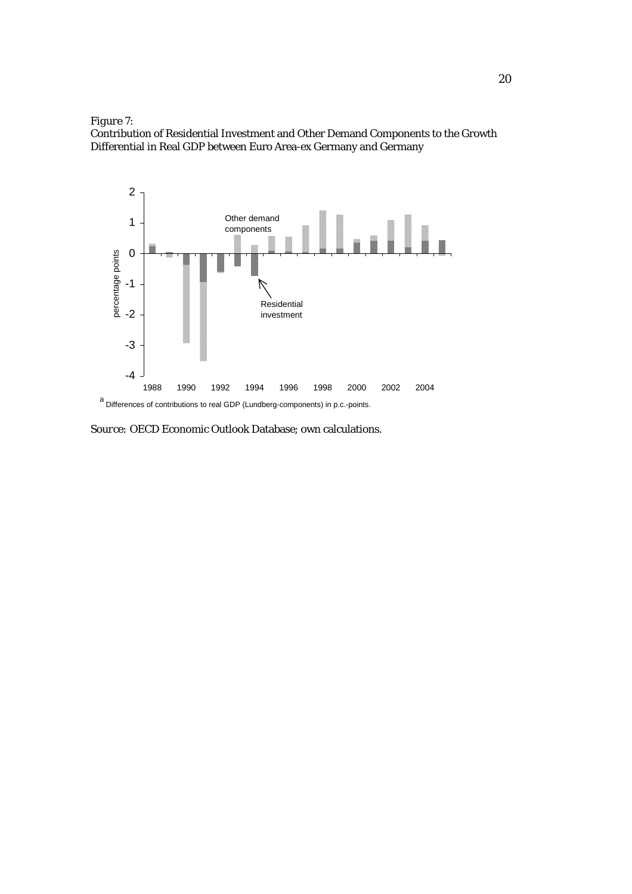Figure 7:
Contribution of Residential Investment and Other Demand Components to the Growth Differential in Real GDP between Euro Area-ex Germany and Germany

[a] Differences of contributions to real GDP (Lundberg-components) in p.c.-points.

*Source:* OECD Economic Outlook Database; own calculations.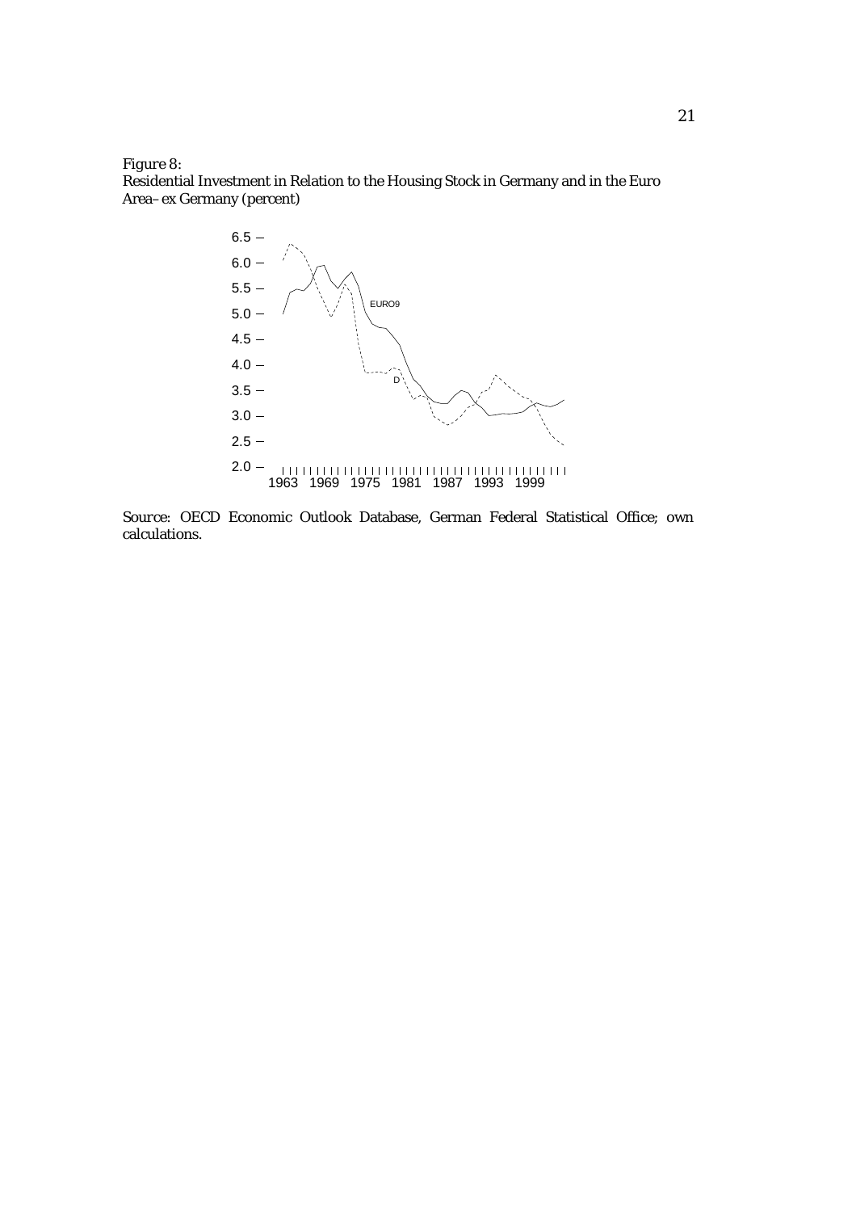Figure 8:
Residential Investment in Relation to the Housing Stock in Germany and in the Euro Area–ex Germany (percent)

Source: OECD Economic Outlook Database, German Federal Statistical Office; own calculations.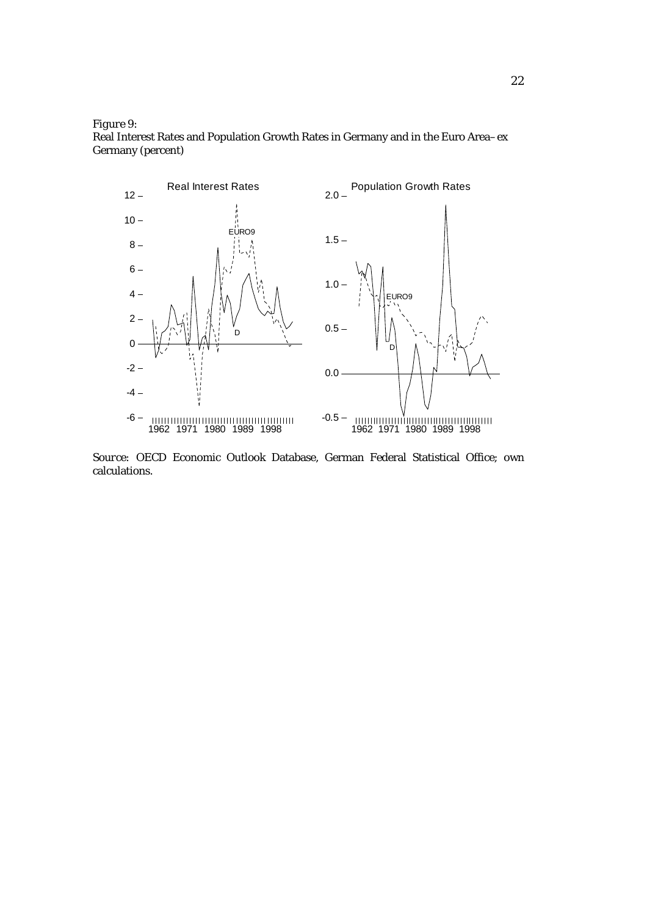Figure 9:
Real Interest Rates and Population Growth Rates in Germany and in the Euro Area–ex Germany (percent)

Source: OECD Economic Outlook Database, German Federal Statistical Office; own calculations.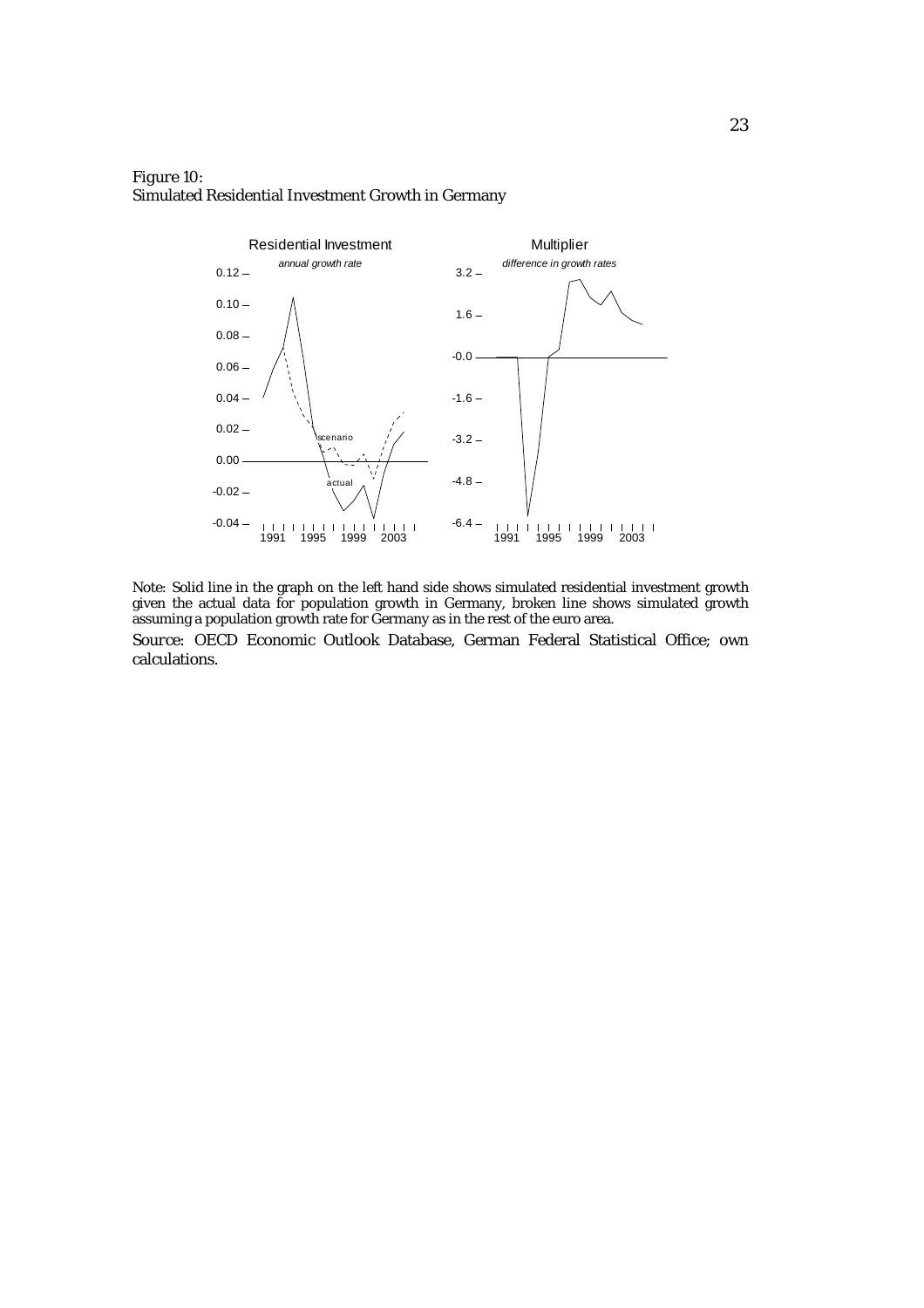Figure 10:
Simulated Residential Investment Growth in Germany

Residential Investment

*annual growth rate*

0.12
0.10
0.08
0.06
0.04
0.02
0.00
-0.02
-0.04

scenario

actual

1991 1995 1999 2003

Multiplier

*difference in growth rates*

3.2
1.6
-0.0
-1.6
-3.2
-4.8
-6.4

1991 1995 1999 2003

Note: Solid line in the graph on the left hand side shows simulated residential investment growth given the actual data for population growth in Germany, broken line shows simulated growth assuming a population growth rate for Germany as in the rest of the euro area.

Source: OECD Economic Outlook Database, German Federal Statistical Office; own calculations.